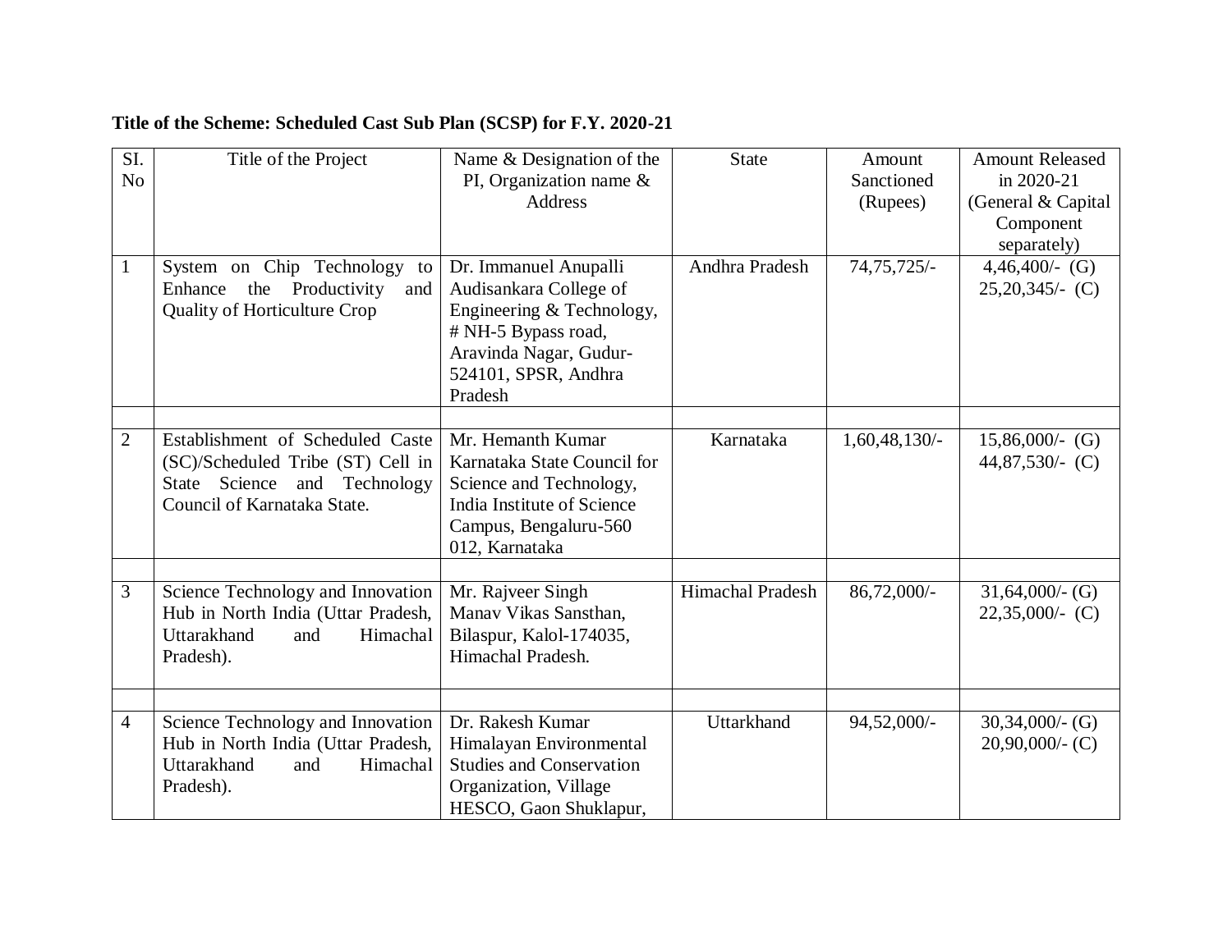**Title of the Scheme: Scheduled Cast Sub Plan (SCSP) for F.Y. 2020-21**

| SI. No | Title of the Project | Name & Designation of the PI, Organization name & Address | State | Amount Sanctioned (Rupees) | Amount Released in 2020-21 (General & Capital Component separately) |
|---|---|---|---|---|---|
| 1 | System on Chip Technology to Enhance the Productivity and Quality of Horticulture Crop | Dr. Immanuel Anupalli Audisankara College of Engineering & Technology, # NH-5 Bypass road, Aravinda Nagar, Gudur-524101, SPSR, Andhra Pradesh | Andhra Pradesh | 74,75,725/- | 4,46,400/- (G) 25,20,345/- (C) |
| | | | | | |
| 2 | Establishment of Scheduled Caste (SC)/Scheduled Tribe (ST) Cell in State Science and Technology Council of Karnataka State. | Mr. Hemanth Kumar Karnataka State Council for Science and Technology, India Institute of Science Campus, Bengaluru-560 012, Karnataka | Karnataka | 1,60,48,130/- | 15,86,000/- (G) 44,87,530/- (C) |
| | | | | | |
| 3 | Science Technology and Innovation Hub in North India (Uttar Pradesh, Uttarakhand and Himachal Pradesh). | Mr. Rajveer Singh Manav Vikas Sansthan, Bilaspur, Kalol-174035, Himachal Pradesh. | Himachal Pradesh | 86,72,000/- | 31,64,000/- (G) 22,35,000/- (C) |
| | | | | | |
| 4 | Science Technology and Innovation Hub in North India (Uttar Pradesh, Uttarakhand and Himachal Pradesh). | Dr. Rakesh Kumar Himalayan Environmental Studies and Conservation Organization, Village HESCO, Gaon Shuklapur, | Uttarkhand | 94,52,000/- | 30,34,000/- (G) 20,90,000/- (C) |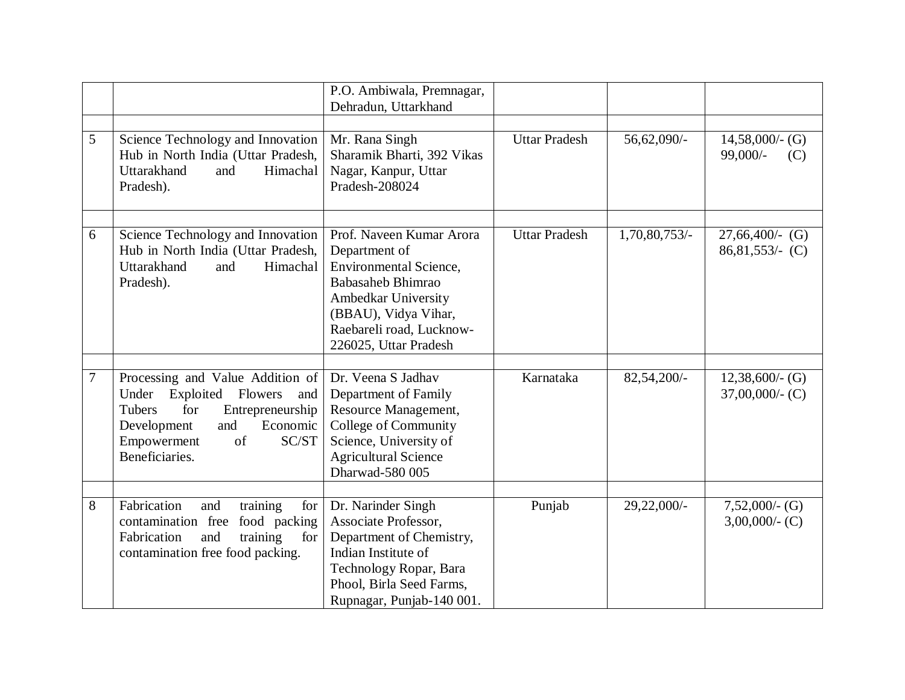| | | | | | |
|---|---|---|---|---|---|
| | | P.O. Ambiwala, Premnagar, Dehradun, Uttarkhand | | | |
| | | | | | |
| 5 | Science Technology and Innovation Hub in North India (Uttar Pradesh, Uttarakhand and Himachal Pradesh). | Mr. Rana Singh Sharamik Bharti, 392 Vikas Nagar, Kanpur, Uttar Pradesh-208024 | Uttar Pradesh | 56,62,090/- | 14,58,000/- (G) 99,000/- (C) |
| | | | | | |
| 6 | Science Technology and Innovation Hub in North India (Uttar Pradesh, Uttarakhand and Himachal Pradesh). | Prof. Naveen Kumar Arora Department of Environmental Science, Babasaheb Bhimrao Ambedkar University (BBAU), Vidya Vihar, Raebareli road, Lucknow-226025, Uttar Pradesh | Uttar Pradesh | 1,70,80,753/- | 27,66,400/- (G) 86,81,553/- (C) |
| | | | | | |
| 7 | Processing and Value Addition of Under Exploited Flowers and Tubers for Entrepreneurship Development and Economic Empowerment of SC/ST Beneficiaries. | Dr. Veena S Jadhav Department of Family Resource Management, College of Community Science, University of Agricultural Science Dharwad-580 005 | Karnataka | 82,54,200/- | 12,38,600/- (G) 37,00,000/- (C) |
| | | | | | |
| 8 | Fabrication and training for contamination free food packing Fabrication and training for contamination free food packing. | Dr. Narinder Singh Associate Professor, Department of Chemistry, Indian Institute of Technology Ropar, Bara Phool, Birla Seed Farms, Rupnagar, Punjab-140 001. | Punjab | 29,22,000/- | 7,52,000/- (G) 3,00,000/- (C) |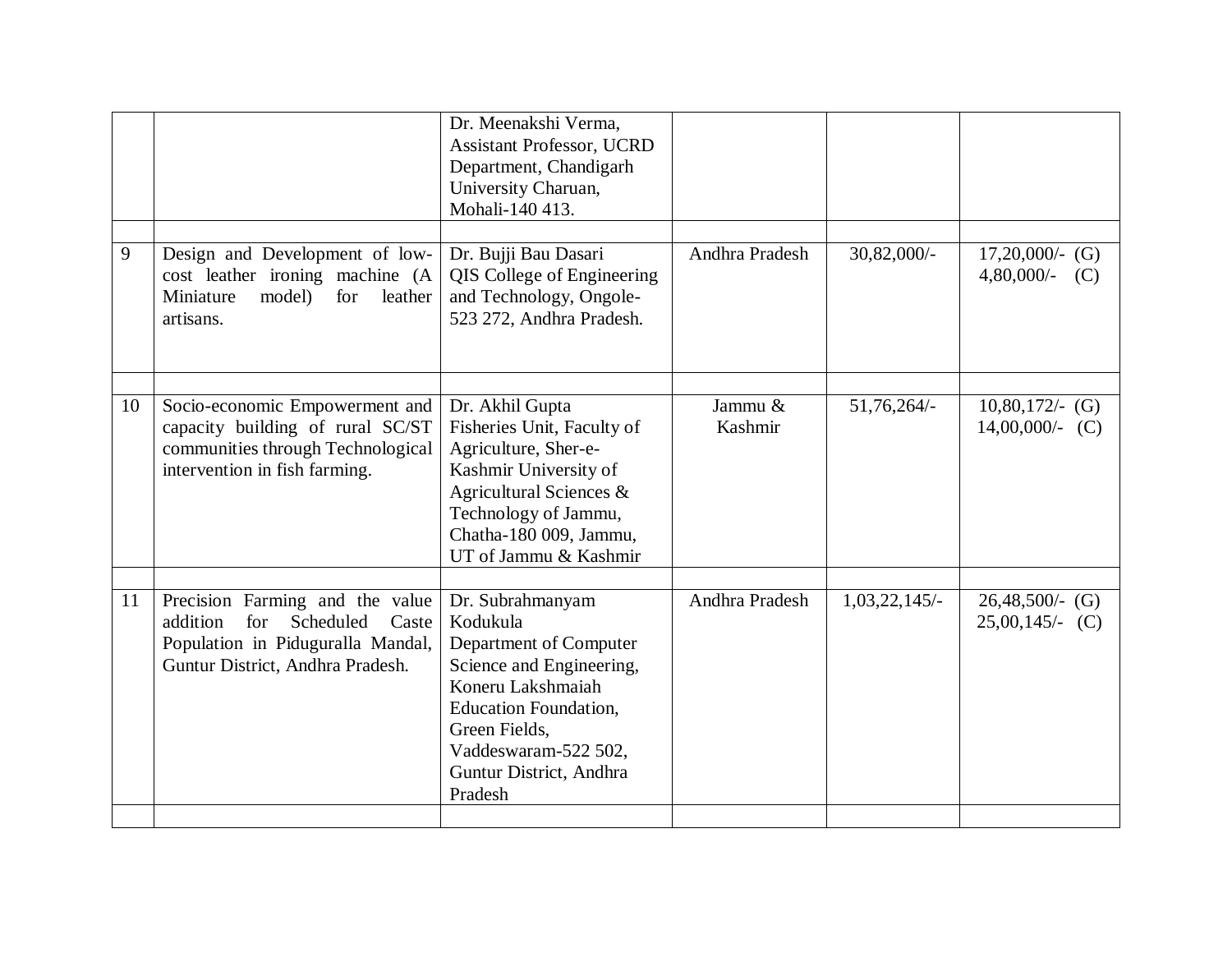| | | | | | |
|---|---|---|---|---|---|
| | | Dr. Meenakshi Verma, Assistant Professor, UCRD Department, Chandigarh University Charuan, Mohali-140 413. | | | |
| | | | | | |
| 9 | Design and Development of low-cost leather ironing machine (A Miniature model) for leather artisans. | Dr. Bujji Bau Dasari QIS College of Engineering and Technology, Ongole-523 272, Andhra Pradesh. | Andhra Pradesh | 30,82,000/- | 17,20,000/- (G) 4,80,000/- (C) |
| | | | | | |
| 10 | Socio-economic Empowerment and capacity building of rural SC/ST communities through Technological intervention in fish farming. | Dr. Akhil Gupta Fisheries Unit, Faculty of Agriculture, Sher-e-Kashmir University of Agricultural Sciences & Technology of Jammu, Chatha-180 009, Jammu, UT of Jammu & Kashmir | Jammu & Kashmir | 51,76,264/- | 10,80,172/- (G) 14,00,000/- (C) |
| | | | | | |
| 11 | Precision Farming and the value addition for Scheduled Caste Population in Piduguralla Mandal, Guntur District, Andhra Pradesh. | Dr. Subrahmanyam Kodukula Department of Computer Science and Engineering, Koneru Lakshmaiah Education Foundation, Green Fields, Vaddeswaram-522 502, Guntur District, Andhra Pradesh | Andhra Pradesh | 1,03,22,145/- | 26,48,500/- (G) 25,00,145/- (C) |
| | | | | | |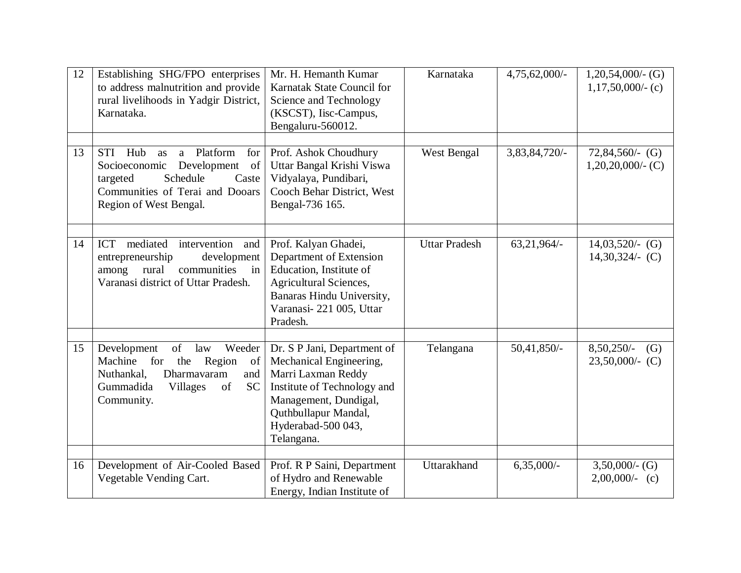| | | | | | |
|---|---|---|---|---|---|
| 12 | Establishing SHG/FPO enterprises to address malnutrition and provide rural livelihoods in Yadgir District, Karnataka. | Mr. H. Hemanth Kumar Karnatak State Council for Science and Technology (KSCST), Iisc-Campus, Bengaluru-560012. | Karnataka | 4,75,62,000/- | 1,20,54,000/- (G) 1,17,50,000/- (c) |
| | | | | | |
| 13 | STI Hub as a Platform for Socioeconomic Development of targeted Schedule Caste Communities of Terai and Dooars Region of West Bengal. | Prof. Ashok Choudhury Uttar Bangal Krishi Viswa Vidyalaya, Pundibari, Cooch Behar District, West Bengal-736 165. | West Bengal | 3,83,84,720/- | 72,84,560/- (G) 1,20,20,000/- (C) |
| | | | | | |
| 14 | ICT mediated intervention and entrepreneurship development among rural communities in Varanasi district of Uttar Pradesh. | Prof. Kalyan Ghadei, Department of Extension Education, Institute of Agricultural Sciences, Banaras Hindu University, Varanasi- 221 005, Uttar Pradesh. | Uttar Pradesh | 63,21,964/- | 14,03,520/- (G) 14,30,324/- (C) |
| | | | | | |
| 15 | Development of law Weeder Machine for the Region of Nuthankal, Dharmavaram and Gummadida Villages of SC Community. | Dr. S P Jani, Department of Mechanical Engineering, Marri Laxman Reddy Institute of Technology and Management, Dundigal, Quthbullapur Mandal, Hyderabad-500 043, Telangana. | Telangana | 50,41,850/- | 8,50,250/- (G) 23,50,000/- (C) |
| | | | | | |
| 16 | Development of Air-Cooled Based Vegetable Vending Cart. | Prof. R P Saini, Department of Hydro and Renewable Energy, Indian Institute of | Uttarakhand | 6,35,000/- | 3,50,000/- (G) 2,00,000/- (c) |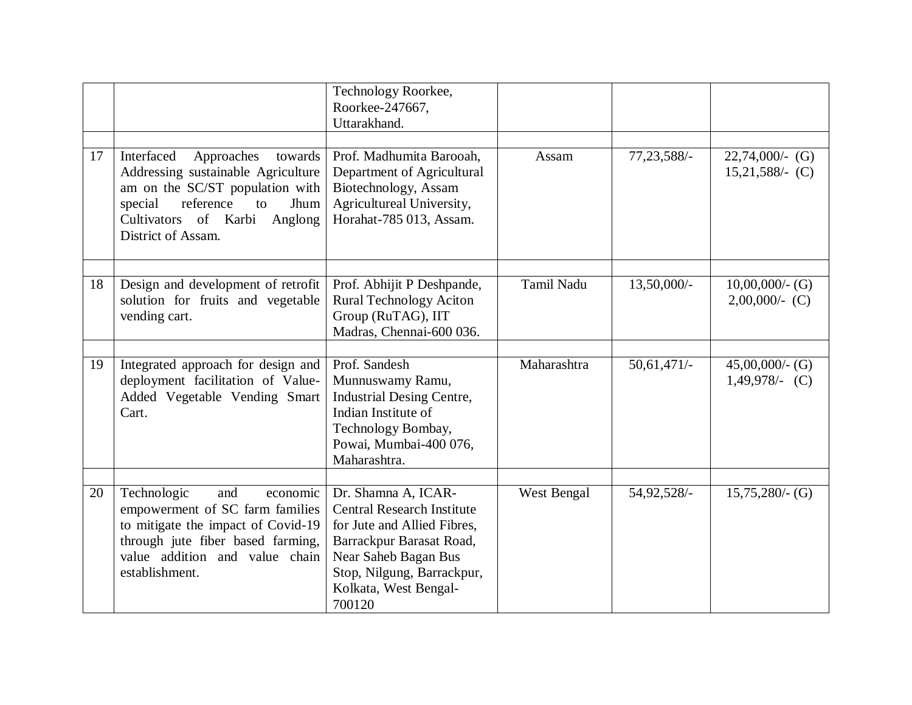| | | | | | |
|---|---|---|---|---|---|
| | | Technology Roorkee, Roorkee-247667, Uttarakhand. | | | |
| | | | | | |
| 17 | Interfaced Approaches towards Addressing sustainable Agriculture am on the SC/ST population with special reference to Jhum Cultivators of Karbi Anglong District of Assam. | Prof. Madhumita Barooah, Department of Agricultural Biotechnology, Assam Agricultureal University, Horahat-785 013, Assam. | Assam | 77,23,588/- | 22,74,000/- (G) 15,21,588/- (C) |
| | | | | | |
| 18 | Design and development of retrofit solution for fruits and vegetable vending cart. | Prof. Abhijit P Deshpande, Rural Technology Aciton Group (RuTAG), IIT Madras, Chennai-600 036. | Tamil Nadu | 13,50,000/- | 10,00,000/- (G) 2,00,000/- (C) |
| | | | | | |
| 19 | Integrated approach for design and deployment facilitation of Value-Added Vegetable Vending Smart Cart. | Prof. Sandesh Munnuswamy Ramu, Industrial Desing Centre, Indian Institute of Technology Bombay, Powai, Mumbai-400 076, Maharashtra. | Maharashtra | 50,61,471/- | 45,00,000/- (G) 1,49,978/- (C) |
| | | | | | |
| 20 | Technologic and economic empowerment of SC farm families to mitigate the impact of Covid-19 through jute fiber based farming, value addition and value chain establishment. | Dr. Shamna A, ICAR-Central Research Institute for Jute and Allied Fibres, Barrackpur Barasat Road, Near Saheb Bagan Bus Stop, Nilgung, Barrackpur, Kolkata, West Bengal-700120 | West Bengal | 54,92,528/- | 15,75,280/- (G) |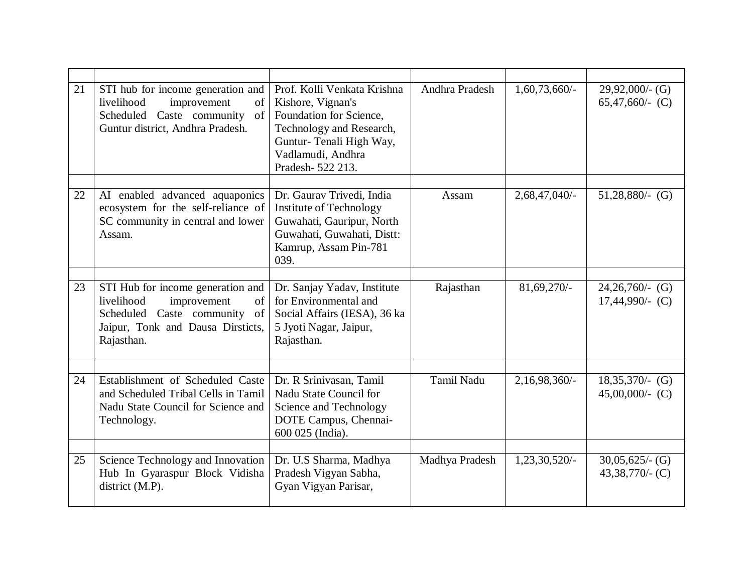| | | | | | |
|---|---|---|---|---|---|
| 21 | STI hub for income generation and livelihood improvement of Scheduled Caste community of Guntur district, Andhra Pradesh. | Prof. Kolli Venkata Krishna Kishore, Vignan's Foundation for Science, Technology and Research, Guntur- Tenali High Way, Vadlamudi, Andhra Pradesh- 522 213. | Andhra Pradesh | 1,60,73,660/- | 29,92,000/- (G) 65,47,660/- (C) |
| 22 | AI enabled advanced aquaponics ecosystem for the self-reliance of SC community in central and lower Assam. | Dr. Gaurav Trivedi, India Institute of Technology Guwahati, Gauripur, North Guwahati, Guwahati, Distt: Kamrup, Assam Pin-781 039. | Assam | 2,68,47,040/- | 51,28,880/- (G) |
| 23 | STI Hub for income generation and livelihood improvement of Scheduled Caste community of Jaipur, Tonk and Dausa Dirsticts, Rajasthan. | Dr. Sanjay Yadav, Institute for Environmental and Social Affairs (IESA), 36 ka 5 Jyoti Nagar, Jaipur, Rajasthan. | Rajasthan | 81,69,270/- | 24,26,760/- (G) 17,44,990/- (C) |
| 24 | Establishment of Scheduled Caste and Scheduled Tribal Cells in Tamil Nadu State Council for Science and Technology. | Dr. R Srinivasan, Tamil Nadu State Council for Science and Technology DOTE Campus, Chennai- 600 025 (India). | Tamil Nadu | 2,16,98,360/- | 18,35,370/- (G) 45,00,000/- (C) |
| 25 | Science Technology and Innovation Hub In Gyaraspur Block Vidisha district (M.P). | Dr. U.S Sharma, Madhya Pradesh Vigyan Sabha, Gyan Vigyan Parisar, | Madhya Pradesh | 1,23,30,520/- | 30,05,625/- (G) 43,38,770/- (C) |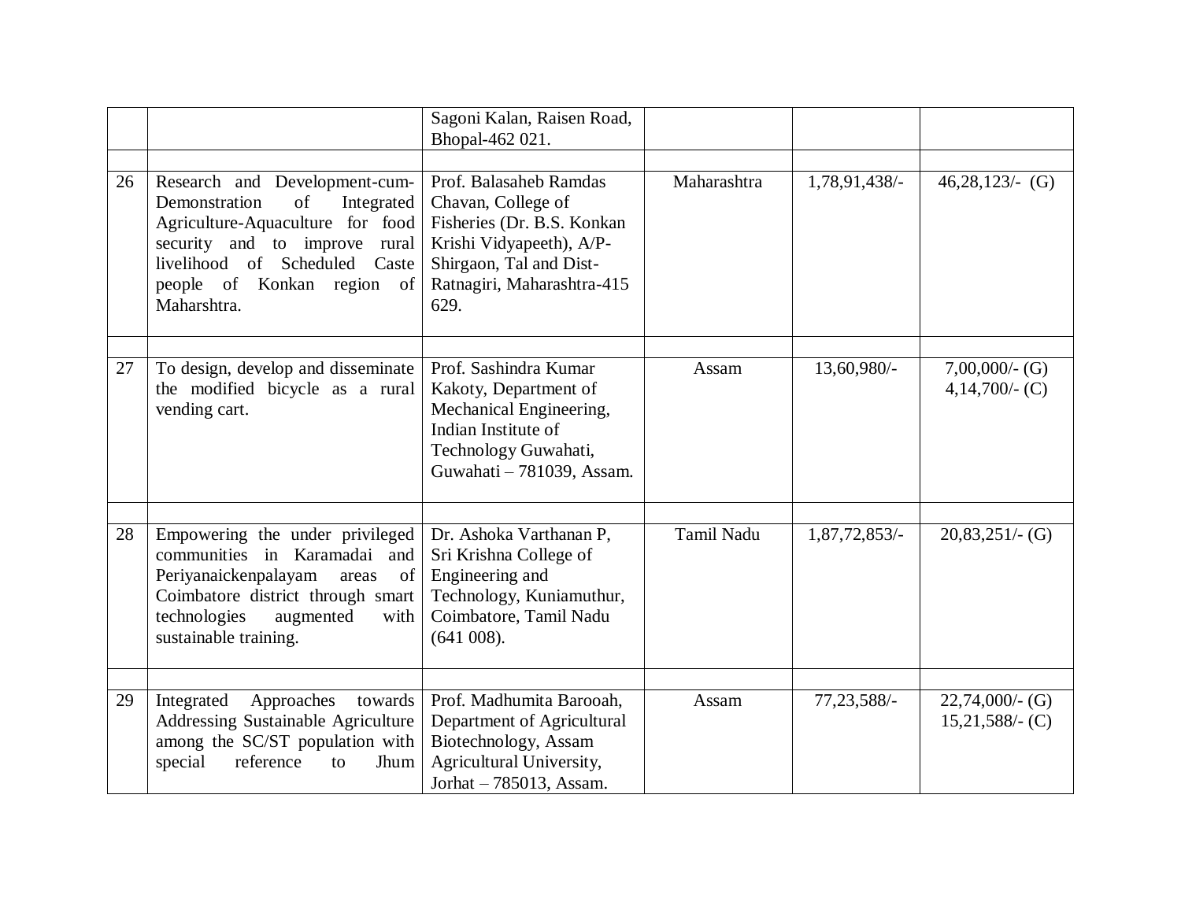| | | | | | |
|---|---|---|---|---|---|
| | | Sagoni Kalan, Raisen Road, Bhopal-462 021. | | | |
| | | | | | |
| 26 | Research and Development-cum-Demonstration of Integrated Agriculture-Aquaculture for food security and to improve rural livelihood of Scheduled Caste people of Konkan region of Maharshtra. | Prof. Balasaheb Ramdas Chavan, College of Fisheries (Dr. B.S. Konkan Krishi Vidyapeeth), A/P-Shirgaon, Tal and Dist-Ratnagiri, Maharashtra-415 629. | Maharashtra | 1,78,91,438/- | 46,28,123/- (G) |
| | | | | | |
| 27 | To design, develop and disseminate the modified bicycle as a rural vending cart. | Prof. Sashindra Kumar Kakoty, Department of Mechanical Engineering, Indian Institute of Technology Guwahati, Guwahati – 781039, Assam. | Assam | 13,60,980/- | 7,00,000/- (G)<br>4,14,700/- (C) |
| | | | | | |
| 28 | Empowering the under privileged communities in Karamadai and Periyanaickenpalayam areas of Coimbatore district through smart technologies augmented with sustainable training. | Dr. Ashoka Varthanan P, Sri Krishna College of Engineering and Technology, Kuniamuthur, Coimbatore, Tamil Nadu (641 008). | Tamil Nadu | 1,87,72,853/- | 20,83,251/- (G) |
| | | | | | |
| 29 | Integrated Approaches towards Addressing Sustainable Agriculture among the SC/ST population with special reference to Jhum | Prof. Madhumita Barooah, Department of Agricultural Biotechnology, Assam Agricultural University, Jorhat – 785013, Assam. | Assam | 77,23,588/- | 22,74,000/- (G)<br>15,21,588/- (C) |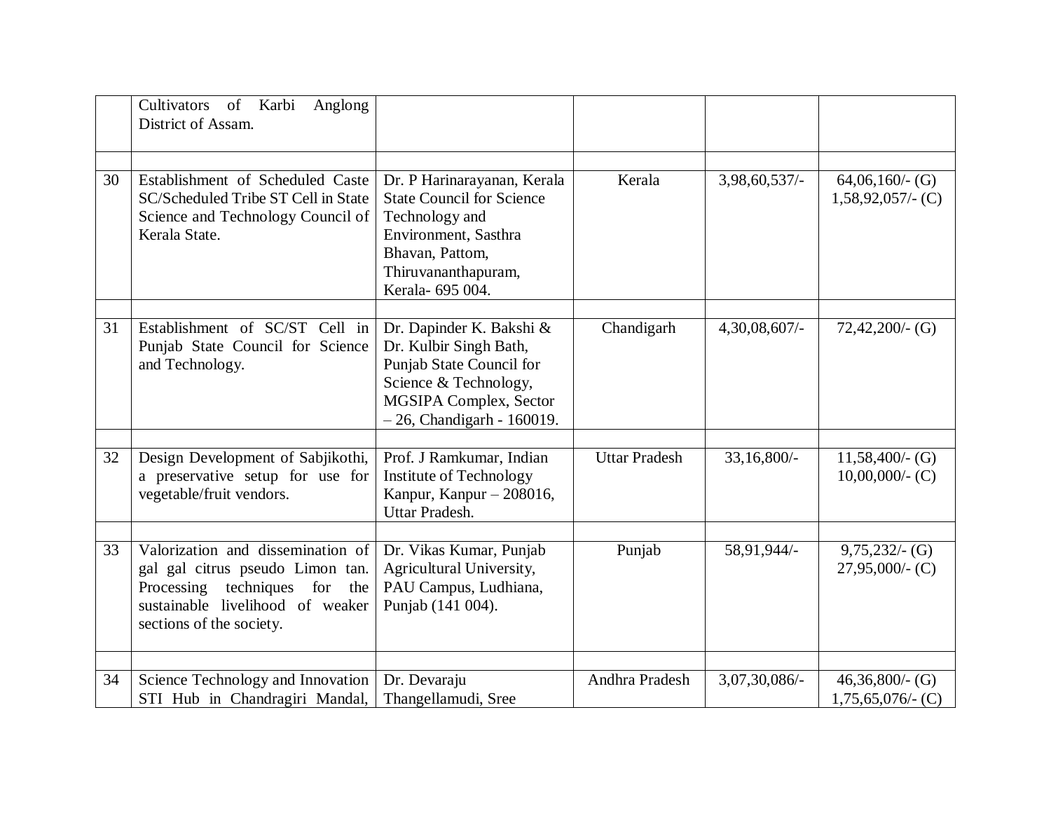| | | | | | |
|---|---|---|---|---|---|
| | Cultivators of Karbi Anglong District of Assam. | | | | |
| | | | | | |
| 30 | Establishment of Scheduled Caste SC/Scheduled Tribe ST Cell in State Science and Technology Council of Kerala State. | Dr. P Harinarayanan, Kerala State Council for Science Technology and Environment, Sasthra Bhavan, Pattom, Thiruvananthapuram, Kerala- 695 004. | Kerala | 3,98,60,537/- | 64,06,160/- (G) 1,58,92,057/- (C) |
| | | | | | |
| 31 | Establishment of SC/ST Cell in Punjab State Council for Science and Technology. | Dr. Dapinder K. Bakshi & Dr. Kulbir Singh Bath, Punjab State Council for Science & Technology, MGSIPA Complex, Sector – 26, Chandigarh - 160019. | Chandigarh | 4,30,08,607/- | 72,42,200/- (G) |
| | | | | | |
| 32 | Design Development of Sabjikothi, a preservative setup for use for vegetable/fruit vendors. | Prof. J Ramkumar, Indian Institute of Technology Kanpur, Kanpur – 208016, Uttar Pradesh. | Uttar Pradesh | 33,16,800/- | 11,58,400/- (G) 10,00,000/- (C) |
| | | | | | |
| 33 | Valorization and dissemination of gal gal citrus pseudo Limon tan. Processing techniques for the sustainable livelihood of weaker sections of the society. | Dr. Vikas Kumar, Punjab Agricultural University, PAU Campus, Ludhiana, Punjab (141 004). | Punjab | 58,91,944/- | 9,75,232/- (G) 27,95,000/- (C) |
| | | | | | |
| 34 | Science Technology and Innovation STI Hub in Chandragiri Mandal, | Dr. Devaraju Thangellamudi, Sree | Andhra Pradesh | 3,07,30,086/- | 46,36,800/- (G) 1,75,65,076/- (C) |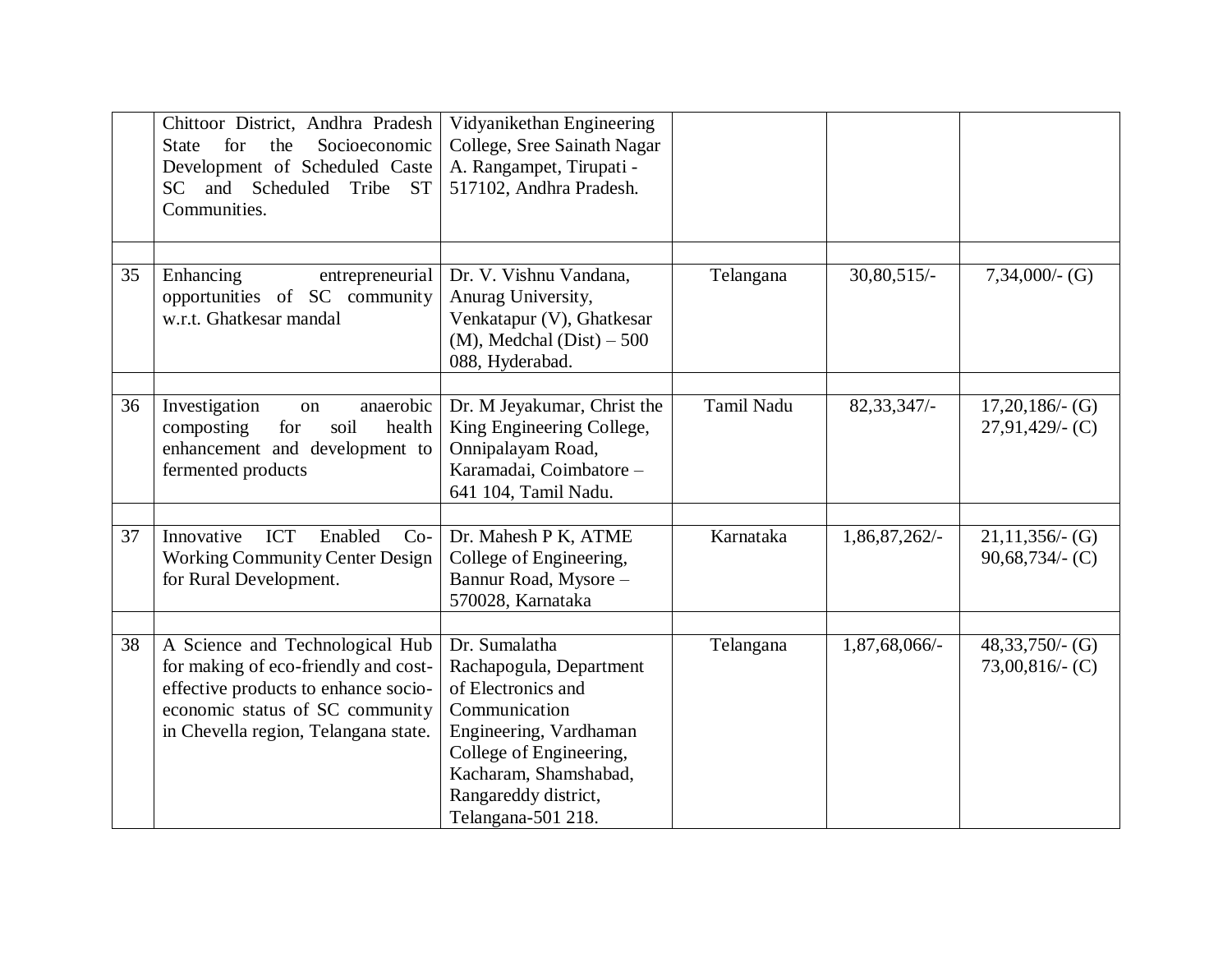| | | | | | |
|---|---|---|---|---|---|
| | Chittoor District, Andhra Pradesh State for the Socioeconomic Development of Scheduled Caste SC and Scheduled Tribe ST Communities. | Vidyanikethan Engineering College, Sree Sainath Nagar A. Rangampet, Tirupati - 517102, Andhra Pradesh. | | | |
| | | | | | |
| 35 | Enhancing entrepreneurial opportunities of SC community w.r.t. Ghatkesar mandal | Dr. V. Vishnu Vandana, Anurag University, Venkatapur (V), Ghatkesar (M), Medchal (Dist) – 500 088, Hyderabad. | Telangana | 30,80,515/- | 7,34,000/- (G) |
| | | | | | |
| 36 | Investigation on anaerobic composting for soil health enhancement and development to fermented products | Dr. M Jeyakumar, Christ the King Engineering College, Onnipalayam Road, Karamadai, Coimbatore – 641 104, Tamil Nadu. | Tamil Nadu | 82,33,347/- | 17,20,186/- (G) 27,91,429/- (C) |
| | | | | | |
| 37 | Innovative ICT Enabled Co-Working Community Center Design for Rural Development. | Dr. Mahesh P K, ATME College of Engineering, Bannur Road, Mysore – 570028, Karnataka | Karnataka | 1,86,87,262/- | 21,11,356/- (G) 90,68,734/- (C) |
| | | | | | |
| 38 | A Science and Technological Hub for making of eco-friendly and cost-effective products to enhance socio-economic status of SC community in Chevella region, Telangana state. | Dr. Sumalatha Rachapogula, Department of Electronics and Communication Engineering, Vardhaman College of Engineering, Kacharam, Shamshabad, Rangareddy district, Telangana-501 218. | Telangana | 1,87,68,066/- | 48,33,750/- (G) 73,00,816/- (C) |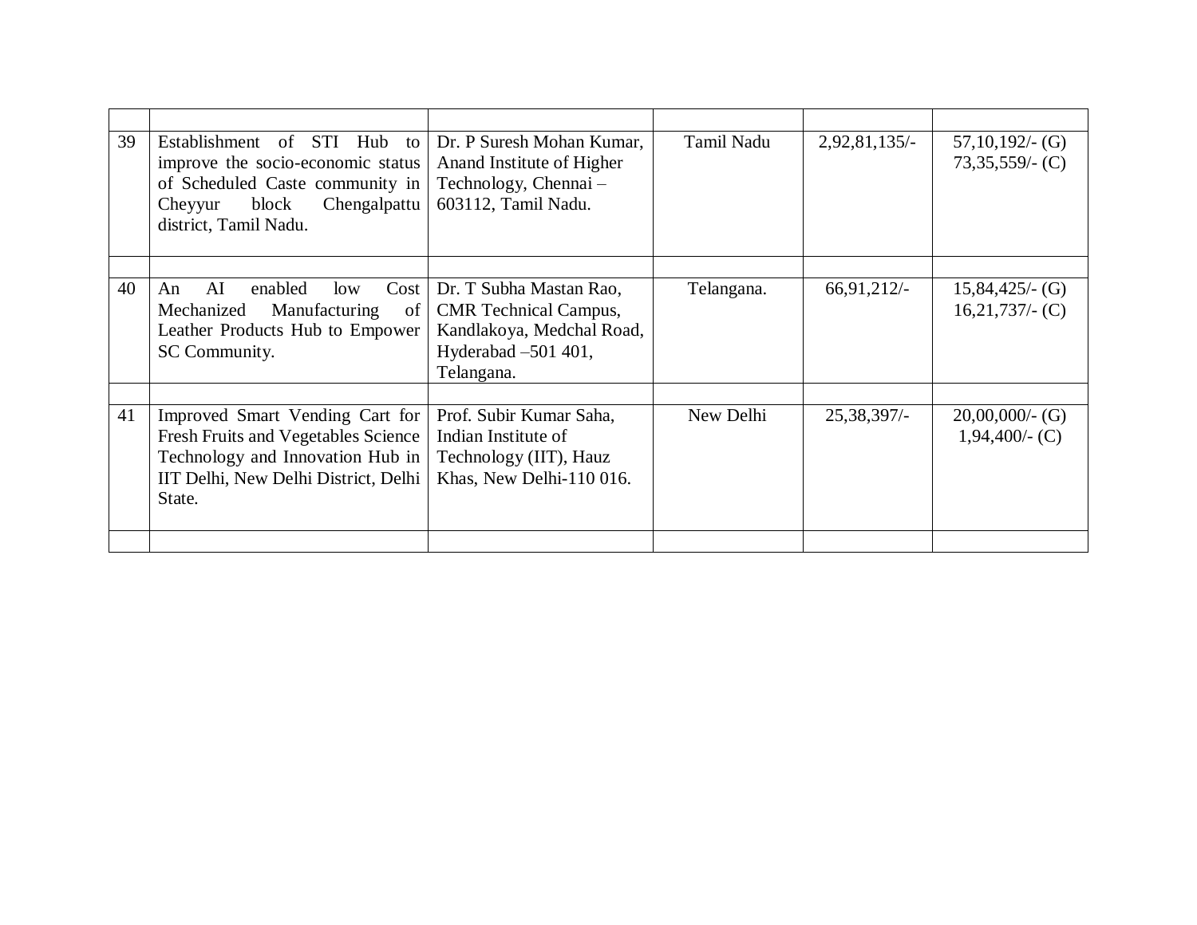| | | | | | |
|---|---|---|---|---|---|
| 39 | Establishment of STI Hub to improve the socio-economic status of Scheduled Caste community in Cheyyur block Chengalpattu district, Tamil Nadu. | Dr. P Suresh Mohan Kumar, Anand Institute of Higher Technology, Chennai – 603112, Tamil Nadu. | Tamil Nadu | 2,92,81,135/- | 57,10,192/- (G) 73,35,559/- (C) |
| 40 | An AI enabled low Cost Mechanized Manufacturing of Leather Products Hub to Empower SC Community. | Dr. T Subha Mastan Rao, CMR Technical Campus, Kandlakoya, Medchal Road, Hyderabad –501 401, Telangana. | Telangana. | 66,91,212/- | 15,84,425/- (G) 16,21,737/- (C) |
| 41 | Improved Smart Vending Cart for Fresh Fruits and Vegetables Science Technology and Innovation Hub in IIT Delhi, New Delhi District, Delhi State. | Prof. Subir Kumar Saha, Indian Institute of Technology (IIT), Hauz Khas, New Delhi-110 016. | New Delhi | 25,38,397/- | 20,00,000/- (G) 1,94,400/- (C) |